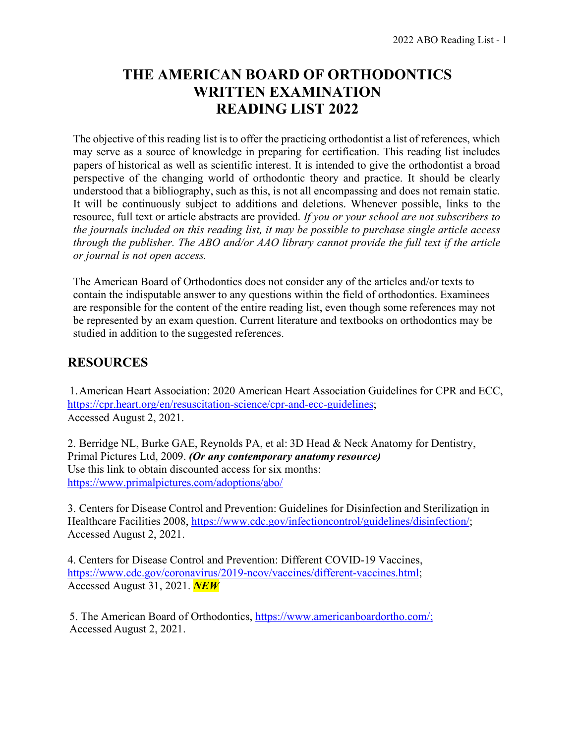# THE AMERICAN BOARD OF ORTHODONTICS WRITTEN EXAMINATION READING LIST 2022

The objective of this reading list is to offer the practicing orthodontist a list of references, which may serve as a source of knowledge in preparing for certification. This reading list includes papers of historical as well as scientific interest. It is intended to give the orthodontist a broad perspective of the changing world of orthodontic theory and practice. It should be clearly understood that a bibliography, such as this, is not all encompassing and does not remain static. It will be continuously subject to additions and deletions. Whenever possible, links to the resource, full text or article abstracts are provided. *If you or your school are not subscribers to the journals included on this reading list, it may be possible to purchase single article access through the publisher. The ABO and/or AAO library cannot provide the full text if the article or journal is not open access.*

The American Board of Orthodontics does not consider any of the articles and/or texts to contain the indisputable answer to any questions within the field of orthodontics. Examinees are responsible for the content of the entire reading list, even though some references may not be represented by an exam question. Current literature and textbooks on orthodontics may be studied in addition to the suggested references.

## RESOURCES

1. American Heart Association: 2020 American Heart Association Guidelines for CPR and ECC, https://cpr.heart.org/en/resuscitation-science/cpr-and-ecc-guidelines; Accessed August 2, 2021.

2. Berridge NL, Burke GAE, Reynolds PA, et al: 3D Head & Neck Anatomy for Dentistry, Primal Pictures Ltd, 2009. ***(Or any contemporary anatomy resource)***
Use this link to obtain discounted access for six months: https://www.primalpictures.com/adoptions/abo/

3. Centers for Disease Control and Prevention: Guidelines for Disinfection and Sterilization in Healthcare Facilities 2008, https://www.cdc.gov/infectioncontrol/guidelines/disinfection/; Accessed August 2, 2021.

4. Centers for Disease Control and Prevention: Different COVID-19 Vaccines, https://www.cdc.gov/coronavirus/2019-ncov/vaccines/different-vaccines.html; Accessed August 31, 2021. ***NEW***

5. The American Board of Orthodontics, https://www.americanboardortho.com/; Accessed August 2, 2021.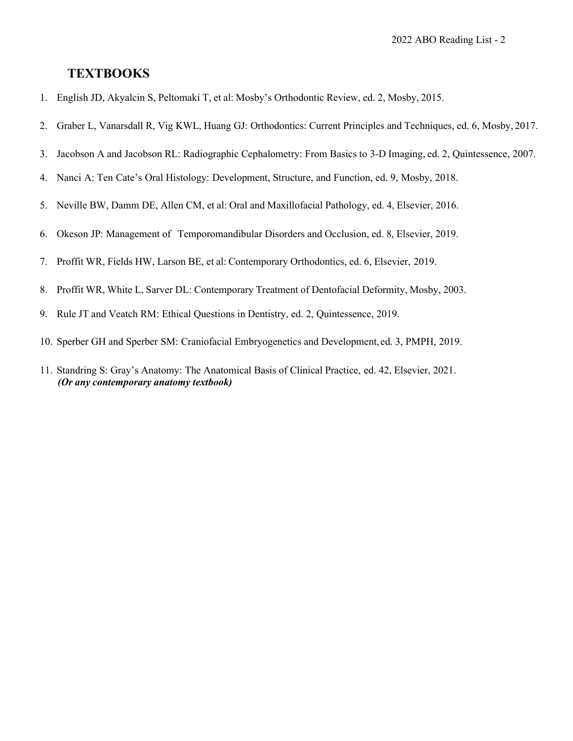## TEXTBOOKS

1. English JD, Akyalcin S, Peltomaki T, et al: Mosby's Orthodontic Review, ed. 2, Mosby, 2015.
2. Graber L, Vanarsdall R, Vig KWL, Huang GJ: Orthodontics: Current Principles and Techniques, ed. 6, Mosby, 2017.
3. Jacobson A and Jacobson RL: Radiographic Cephalometry: From Basics to 3-D Imaging, ed. 2, Quintessence, 2007.
4. Nanci A: Ten Cate's Oral Histology: Development, Structure, and Function, ed. 9, Mosby, 2018.
5. Neville BW, Damm DE, Allen CM, et al: Oral and Maxillofacial Pathology, ed. 4, Elsevier, 2016.
6. Okeson JP: Management of Temporomandibular Disorders and Occlusion, ed. 8, Elsevier, 2019.
7. Proffit WR, Fields HW, Larson BE, et al: Contemporary Orthodontics, ed. 6, Elsevier, 2019.
8. Proffit WR, White L, Sarver DL: Contemporary Treatment of Dentofacial Deformity, Mosby, 2003.
9. Rule JT and Veatch RM: Ethical Questions in Dentistry, ed. 2, Quintessence, 2019.
10. Sperber GH and Sperber SM: Craniofacial Embryogenetics and Development, ed. 3, PMPH, 2019.
11. Standring S: Gray's Anatomy: The Anatomical Basis of Clinical Practice, ed. 42, Elsevier, 2021.
    ***(Or any contemporary anatomy textbook)***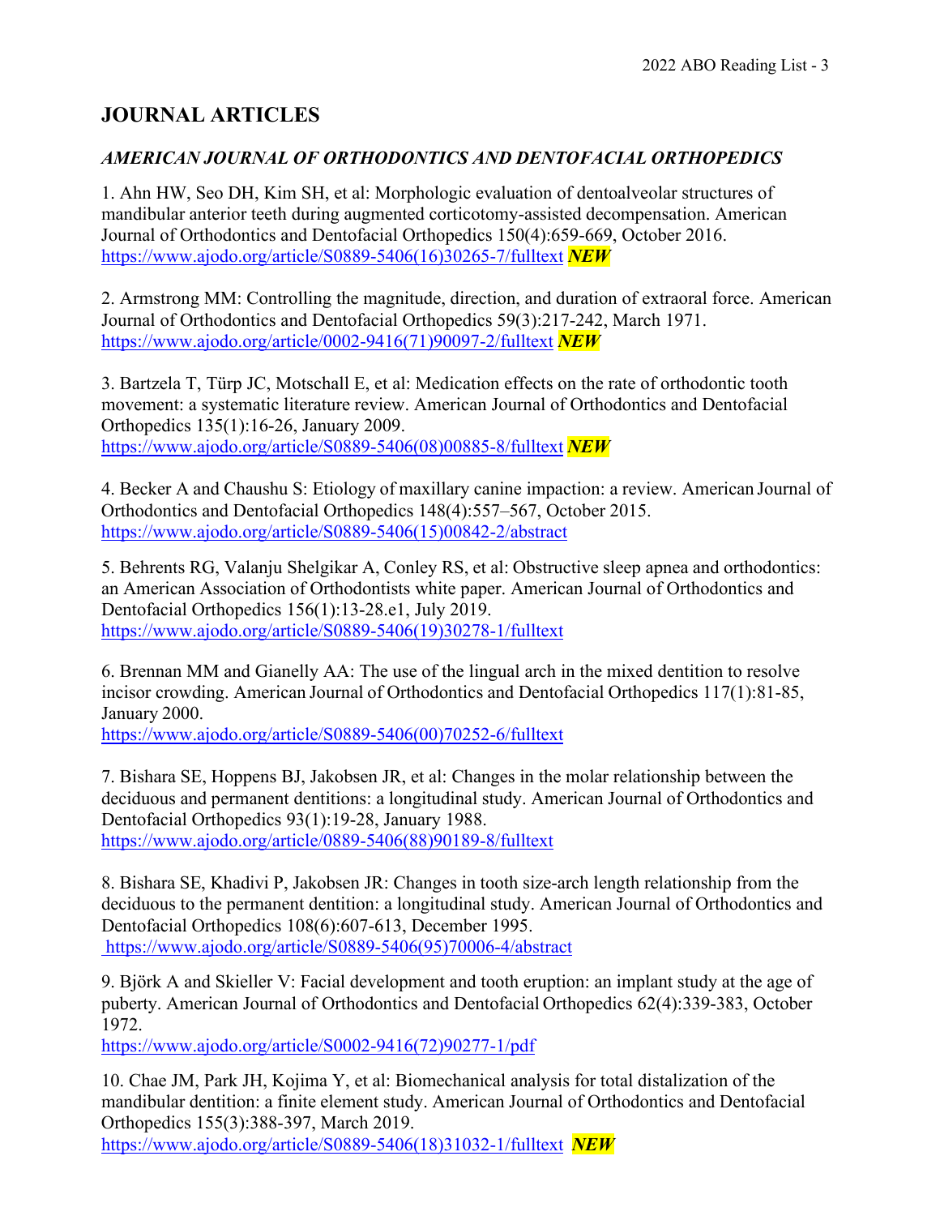# JOURNAL ARTICLES

## *AMERICAN JOURNAL OF ORTHODONTICS AND DENTOFACIAL ORTHOPEDICS*

1. Ahn HW, Seo DH, Kim SH, et al: Morphologic evaluation of dentoalveolar structures of mandibular anterior teeth during augmented corticotomy-assisted decompensation. American Journal of Orthodontics and Dentofacial Orthopedics 150(4):659-669, October 2016. https://www.ajodo.org/article/S0889-5406(16)30265-7/fulltext ***NEW***

2. Armstrong MM: Controlling the magnitude, direction, and duration of extraoral force. American Journal of Orthodontics and Dentofacial Orthopedics 59(3):217-242, March 1971. https://www.ajodo.org/article/0002-9416(71)90097-2/fulltext ***NEW***

3. Bartzela T, Türp JC, Motschall E, et al: Medication effects on the rate of orthodontic tooth movement: a systematic literature review. American Journal of Orthodontics and Dentofacial Orthopedics 135(1):16-26, January 2009. https://www.ajodo.org/article/S0889-5406(08)00885-8/fulltext ***NEW***

4. Becker A and Chaushu S: Etiology of maxillary canine impaction: a review. American Journal of Orthodontics and Dentofacial Orthopedics 148(4):557–567, October 2015. https://www.ajodo.org/article/S0889-5406(15)00842-2/abstract

5. Behrents RG, Valanju Shelgikar A, Conley RS, et al: Obstructive sleep apnea and orthodontics: an American Association of Orthodontists white paper. American Journal of Orthodontics and Dentofacial Orthopedics 156(1):13-28.e1, July 2019. https://www.ajodo.org/article/S0889-5406(19)30278-1/fulltext

6. Brennan MM and Gianelly AA: The use of the lingual arch in the mixed dentition to resolve incisor crowding. American Journal of Orthodontics and Dentofacial Orthopedics 117(1):81-85, January 2000. https://www.ajodo.org/article/S0889-5406(00)70252-6/fulltext

7. Bishara SE, Hoppens BJ, Jakobsen JR, et al: Changes in the molar relationship between the deciduous and permanent dentitions: a longitudinal study. American Journal of Orthodontics and Dentofacial Orthopedics 93(1):19-28, January 1988. https://www.ajodo.org/article/0889-5406(88)90189-8/fulltext

8. Bishara SE, Khadivi P, Jakobsen JR: Changes in tooth size-arch length relationship from the deciduous to the permanent dentition: a longitudinal study. American Journal of Orthodontics and Dentofacial Orthopedics 108(6):607-613, December 1995. https://www.ajodo.org/article/S0889-5406(95)70006-4/abstract

9. Björk A and Skieller V: Facial development and tooth eruption: an implant study at the age of puberty. American Journal of Orthodontics and Dentofacial Orthopedics 62(4):339-383, October 1972. https://www.ajodo.org/article/S0002-9416(72)90277-1/pdf

10. Chae JM, Park JH, Kojima Y, et al: Biomechanical analysis for total distalization of the mandibular dentition: a finite element study. American Journal of Orthodontics and Dentofacial Orthopedics 155(3):388-397, March 2019. https://www.ajodo.org/article/S0889-5406(18)31032-1/fulltext ***NEW***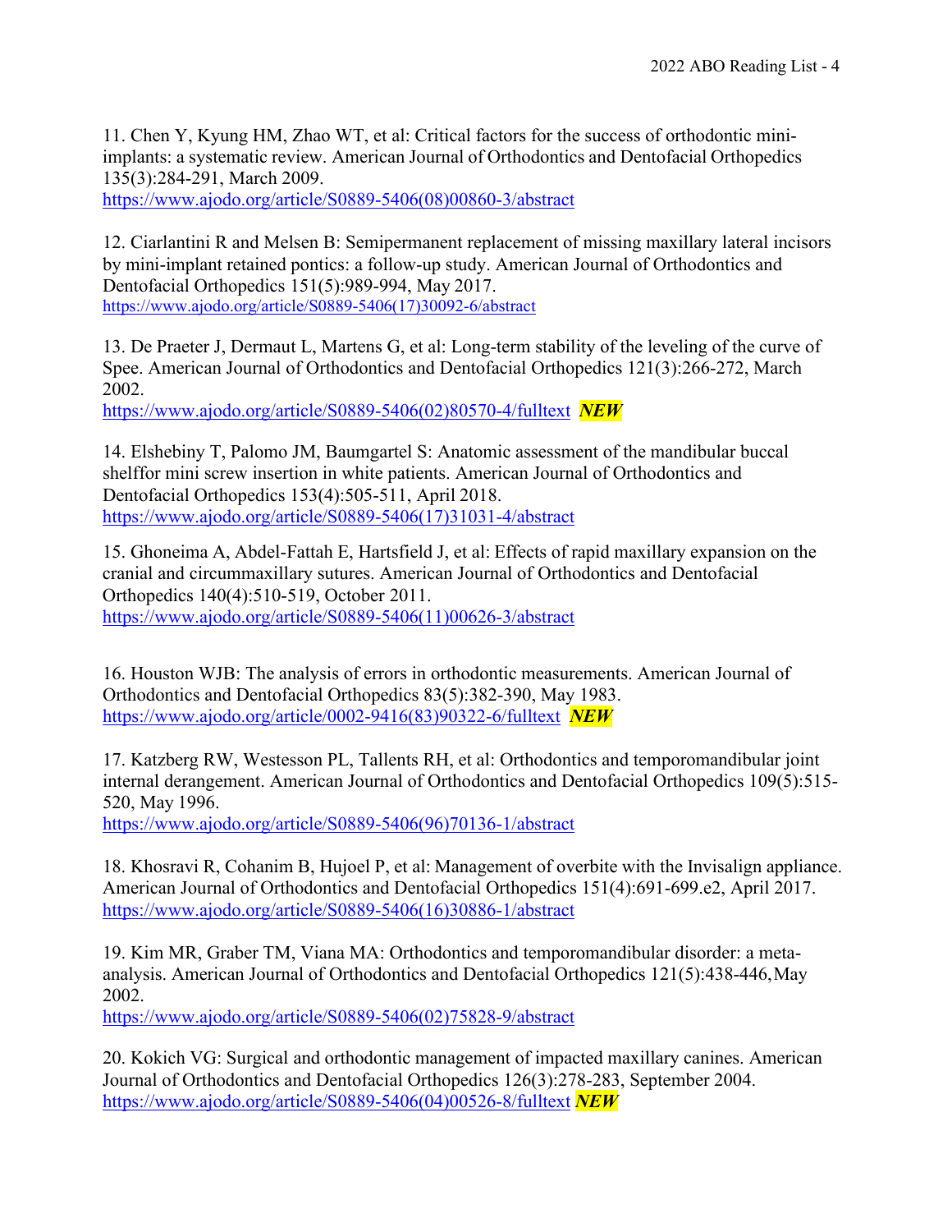11. Chen Y, Kyung HM, Zhao WT, et al: Critical factors for the success of orthodontic mini-implants: a systematic review. American Journal of Orthodontics and Dentofacial Orthopedics 135(3):284-291, March 2009.
https://www.ajodo.org/article/S0889-5406(08)00860-3/abstract

12. Ciarlantini R and Melsen B: Semipermanent replacement of missing maxillary lateral incisors by mini-implant retained pontics: a follow-up study. American Journal of Orthodontics and Dentofacial Orthopedics 151(5):989-994, May 2017.
https://www.ajodo.org/article/S0889-5406(17)30092-6/abstract

13. De Praeter J, Dermaut L, Martens G, et al: Long-term stability of the leveling of the curve of Spee. American Journal of Orthodontics and Dentofacial Orthopedics 121(3):266-272, March 2002.
https://www.ajodo.org/article/S0889-5406(02)80570-4/fulltext ***NEW***

14. Elshebiny T, Palomo JM, Baumgartel S: Anatomic assessment of the mandibular buccal shelffor mini screw insertion in white patients. American Journal of Orthodontics and Dentofacial Orthopedics 153(4):505-511, April 2018.
https://www.ajodo.org/article/S0889-5406(17)31031-4/abstract

15. Ghoneima A, Abdel-Fattah E, Hartsfield J, et al: Effects of rapid maxillary expansion on the cranial and circummaxillary sutures. American Journal of Orthodontics and Dentofacial Orthopedics 140(4):510-519, October 2011.
https://www.ajodo.org/article/S0889-5406(11)00626-3/abstract

16. Houston WJB: The analysis of errors in orthodontic measurements. American Journal of Orthodontics and Dentofacial Orthopedics 83(5):382-390, May 1983.
https://www.ajodo.org/article/0002-9416(83)90322-6/fulltext ***NEW***

17. Katzberg RW, Westesson PL, Tallents RH, et al: Orthodontics and temporomandibular joint internal derangement. American Journal of Orthodontics and Dentofacial Orthopedics 109(5):515-520, May 1996.
https://www.ajodo.org/article/S0889-5406(96)70136-1/abstract

18. Khosravi R, Cohanim B, Hujoel P, et al: Management of overbite with the Invisalign appliance. American Journal of Orthodontics and Dentofacial Orthopedics 151(4):691-699.e2, April 2017.
https://www.ajodo.org/article/S0889-5406(16)30886-1/abstract

19. Kim MR, Graber TM, Viana MA: Orthodontics and temporomandibular disorder: a meta-analysis. American Journal of Orthodontics and Dentofacial Orthopedics 121(5):438-446,May 2002.
https://www.ajodo.org/article/S0889-5406(02)75828-9/abstract

20. Kokich VG: Surgical and orthodontic management of impacted maxillary canines. American Journal of Orthodontics and Dentofacial Orthopedics 126(3):278-283, September 2004.
https://www.ajodo.org/article/S0889-5406(04)00526-8/fulltext ***NEW***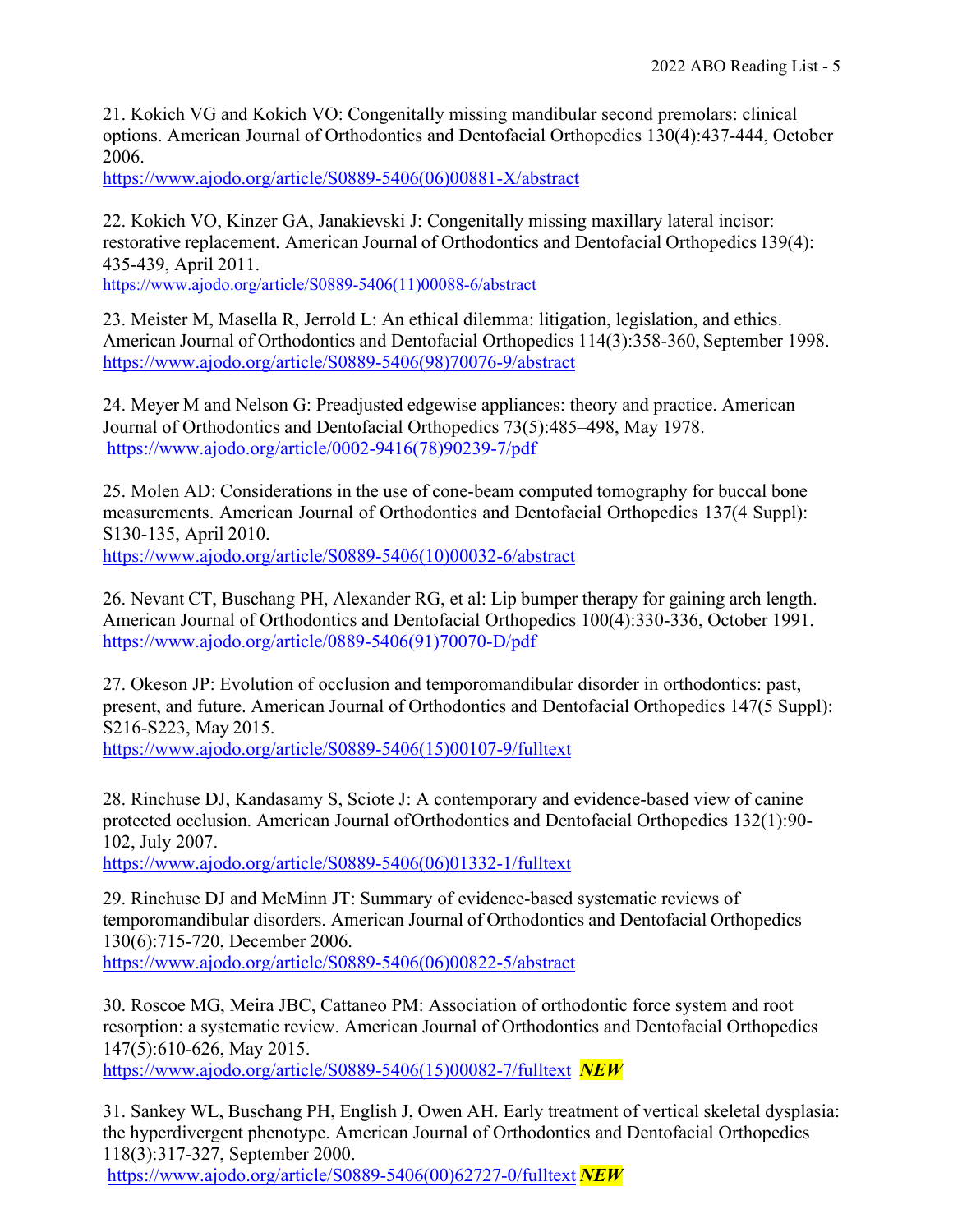21. Kokich VG and Kokich VO: Congenitally missing mandibular second premolars: clinical options. American Journal of Orthodontics and Dentofacial Orthopedics 130(4):437-444, October 2006.
https://www.ajodo.org/article/S0889-5406(06)00881-X/abstract

22. Kokich VO, Kinzer GA, Janakievski J: Congenitally missing maxillary lateral incisor: restorative replacement. American Journal of Orthodontics and Dentofacial Orthopedics 139(4): 435-439, April 2011.
https://www.ajodo.org/article/S0889-5406(11)00088-6/abstract

23. Meister M, Masella R, Jerrold L: An ethical dilemma: litigation, legislation, and ethics. American Journal of Orthodontics and Dentofacial Orthopedics 114(3):358-360, September 1998.
https://www.ajodo.org/article/S0889-5406(98)70076-9/abstract

24. Meyer M and Nelson G: Preadjusted edgewise appliances: theory and practice. American Journal of Orthodontics and Dentofacial Orthopedics 73(5):485–498, May 1978.
https://www.ajodo.org/article/0002-9416(78)90239-7/pdf

25. Molen AD: Considerations in the use of cone-beam computed tomography for buccal bone measurements. American Journal of Orthodontics and Dentofacial Orthopedics 137(4 Suppl): S130-135, April 2010.
https://www.ajodo.org/article/S0889-5406(10)00032-6/abstract

26. Nevant CT, Buschang PH, Alexander RG, et al: Lip bumper therapy for gaining arch length. American Journal of Orthodontics and Dentofacial Orthopedics 100(4):330-336, October 1991.
https://www.ajodo.org/article/0889-5406(91)70070-D/pdf

27. Okeson JP: Evolution of occlusion and temporomandibular disorder in orthodontics: past, present, and future. American Journal of Orthodontics and Dentofacial Orthopedics 147(5 Suppl): S216-S223, May 2015.
https://www.ajodo.org/article/S0889-5406(15)00107-9/fulltext

28. Rinchuse DJ, Kandasamy S, Sciote J: A contemporary and evidence-based view of canine protected occlusion. American Journal of Orthodontics and Dentofacial Orthopedics 132(1):90-102, July 2007.
https://www.ajodo.org/article/S0889-5406(06)01332-1/fulltext

29. Rinchuse DJ and McMinn JT: Summary of evidence-based systematic reviews of temporomandibular disorders. American Journal of Orthodontics and Dentofacial Orthopedics 130(6):715-720, December 2006.
https://www.ajodo.org/article/S0889-5406(06)00822-5/abstract

30. Roscoe MG, Meira JBC, Cattaneo PM: Association of orthodontic force system and root resorption: a systematic review. American Journal of Orthodontics and Dentofacial Orthopedics 147(5):610-626, May 2015.
https://www.ajodo.org/article/S0889-5406(15)00082-7/fulltext ***NEW***

31. Sankey WL, Buschang PH, English J, Owen AH. Early treatment of vertical skeletal dysplasia: the hyperdivergent phenotype. American Journal of Orthodontics and Dentofacial Orthopedics 118(3):317-327, September 2000.
https://www.ajodo.org/article/S0889-5406(00)62727-0/fulltext ***NEW***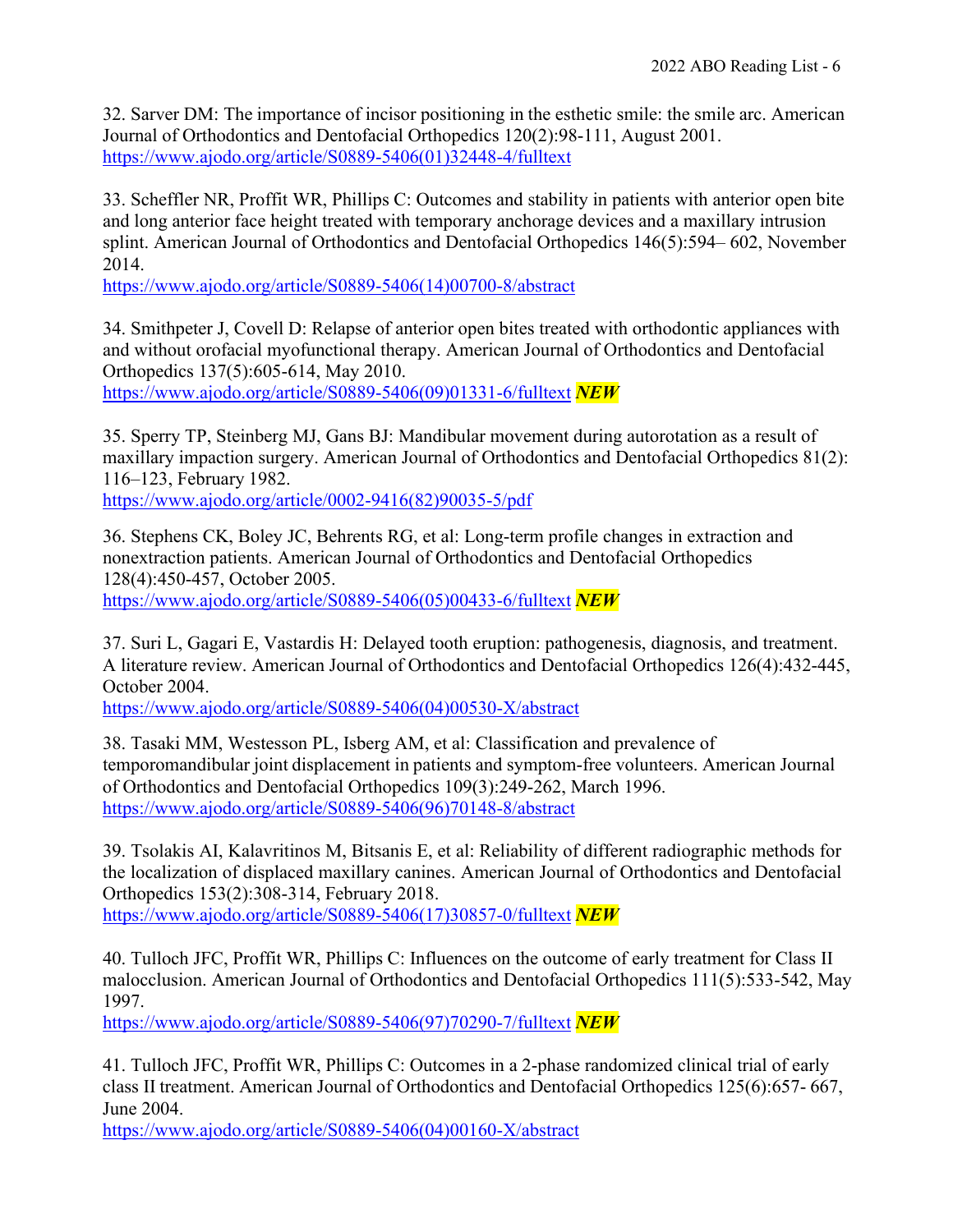32. Sarver DM: The importance of incisor positioning in the esthetic smile: the smile arc. American Journal of Orthodontics and Dentofacial Orthopedics 120(2):98-111, August 2001.
https://www.ajodo.org/article/S0889-5406(01)32448-4/fulltext

33. Scheffler NR, Proffit WR, Phillips C: Outcomes and stability in patients with anterior open bite and long anterior face height treated with temporary anchorage devices and a maxillary intrusion splint. American Journal of Orthodontics and Dentofacial Orthopedics 146(5):594– 602, November 2014.
https://www.ajodo.org/article/S0889-5406(14)00700-8/abstract

34. Smithpeter J, Covell D: Relapse of anterior open bites treated with orthodontic appliances with and without orofacial myofunctional therapy. American Journal of Orthodontics and Dentofacial Orthopedics 137(5):605-614, May 2010.
https://www.ajodo.org/article/S0889-5406(09)01331-6/fulltext ***NEW***

35. Sperry TP, Steinberg MJ, Gans BJ: Mandibular movement during autorotation as a result of maxillary impaction surgery. American Journal of Orthodontics and Dentofacial Orthopedics 81(2): 116–123, February 1982.
https://www.ajodo.org/article/0002-9416(82)90035-5/pdf

36. Stephens CK, Boley JC, Behrents RG, et al: Long-term profile changes in extraction and nonextraction patients. American Journal of Orthodontics and Dentofacial Orthopedics 128(4):450-457, October 2005.
https://www.ajodo.org/article/S0889-5406(05)00433-6/fulltext ***NEW***

37. Suri L, Gagari E, Vastardis H: Delayed tooth eruption: pathogenesis, diagnosis, and treatment. A literature review. American Journal of Orthodontics and Dentofacial Orthopedics 126(4):432-445, October 2004.
https://www.ajodo.org/article/S0889-5406(04)00530-X/abstract

38. Tasaki MM, Westesson PL, Isberg AM, et al: Classification and prevalence of temporomandibular joint displacement in patients and symptom-free volunteers. American Journal of Orthodontics and Dentofacial Orthopedics 109(3):249-262, March 1996.
https://www.ajodo.org/article/S0889-5406(96)70148-8/abstract

39. Tsolakis AI, Kalavritinos M, Bitsanis E, et al: Reliability of different radiographic methods for the localization of displaced maxillary canines. American Journal of Orthodontics and Dentofacial Orthopedics 153(2):308-314, February 2018.
https://www.ajodo.org/article/S0889-5406(17)30857-0/fulltext ***NEW***

40. Tulloch JFC, Proffit WR, Phillips C: Influences on the outcome of early treatment for Class II malocclusion. American Journal of Orthodontics and Dentofacial Orthopedics 111(5):533-542, May 1997.
https://www.ajodo.org/article/S0889-5406(97)70290-7/fulltext ***NEW***

41. Tulloch JFC, Proffit WR, Phillips C: Outcomes in a 2-phase randomized clinical trial of early class II treatment. American Journal of Orthodontics and Dentofacial Orthopedics 125(6):657- 667, June 2004.
https://www.ajodo.org/article/S0889-5406(04)00160-X/abstract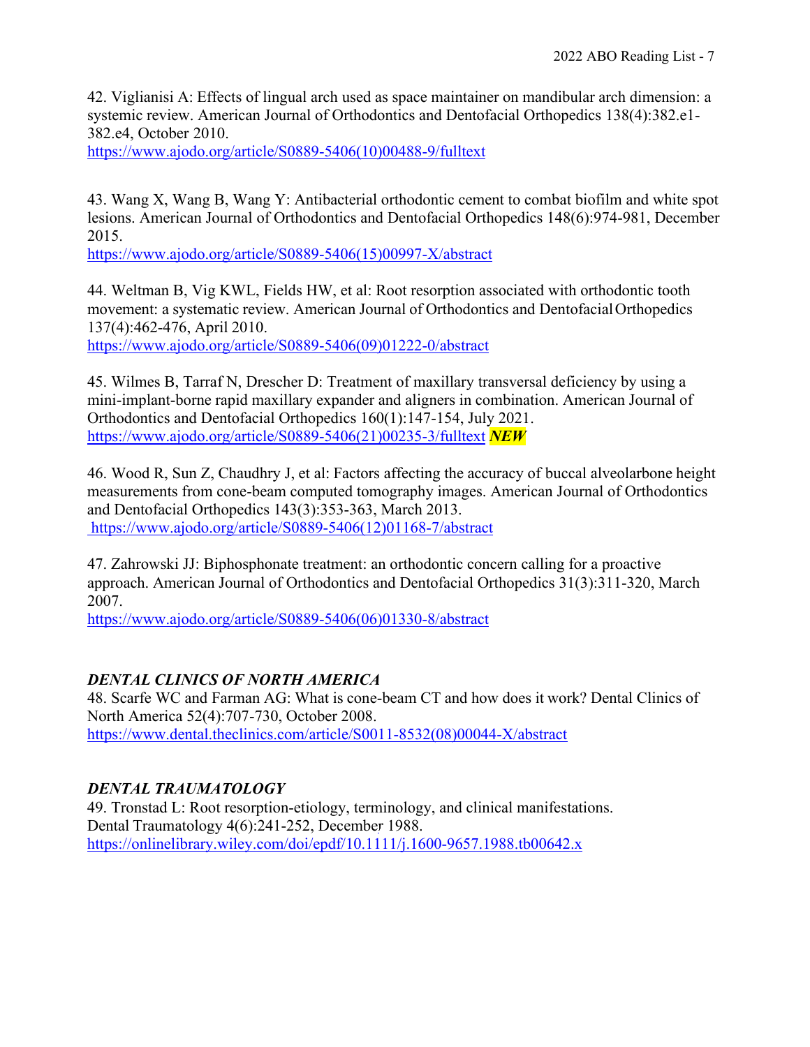42. Viglianisi A: Effects of lingual arch used as space maintainer on mandibular arch dimension: a systemic review. American Journal of Orthodontics and Dentofacial Orthopedics 138(4):382.e1-382.e4, October 2010.
https://www.ajodo.org/article/S0889-5406(10)00488-9/fulltext

43. Wang X, Wang B, Wang Y: Antibacterial orthodontic cement to combat biofilm and white spot lesions. American Journal of Orthodontics and Dentofacial Orthopedics 148(6):974-981, December 2015.
https://www.ajodo.org/article/S0889-5406(15)00997-X/abstract

44. Weltman B, Vig KWL, Fields HW, et al: Root resorption associated with orthodontic tooth movement: a systematic review. American Journal of Orthodontics and Dentofacial Orthopedics 137(4):462-476, April 2010.
https://www.ajodo.org/article/S0889-5406(09)01222-0/abstract

45. Wilmes B, Tarraf N, Drescher D: Treatment of maxillary transversal deficiency by using a mini-implant-borne rapid maxillary expander and aligners in combination. American Journal of Orthodontics and Dentofacial Orthopedics 160(1):147-154, July 2021.
https://www.ajodo.org/article/S0889-5406(21)00235-3/fulltext ***NEW***

46. Wood R, Sun Z, Chaudhry J, et al: Factors affecting the accuracy of buccal alveolarbone height measurements from cone-beam computed tomography images. American Journal of Orthodontics and Dentofacial Orthopedics 143(3):353-363, March 2013.
https://www.ajodo.org/article/S0889-5406(12)01168-7/abstract

47. Zahrowski JJ: Biphosphonate treatment: an orthodontic concern calling for a proactive approach. American Journal of Orthodontics and Dentofacial Orthopedics 31(3):311-320, March 2007.
https://www.ajodo.org/article/S0889-5406(06)01330-8/abstract

### *DENTAL CLINICS OF NORTH AMERICA*

48. Scarfe WC and Farman AG: What is cone-beam CT and how does it work? Dental Clinics of North America 52(4):707-730, October 2008.
https://www.dental.theclinics.com/article/S0011-8532(08)00044-X/abstract

### *DENTAL TRAUMATOLOGY*

49. Tronstad L: Root resorption-etiology, terminology, and clinical manifestations. Dental Traumatology 4(6):241-252, December 1988.
https://onlinelibrary.wiley.com/doi/epdf/10.1111/j.1600-9657.1988.tb00642.x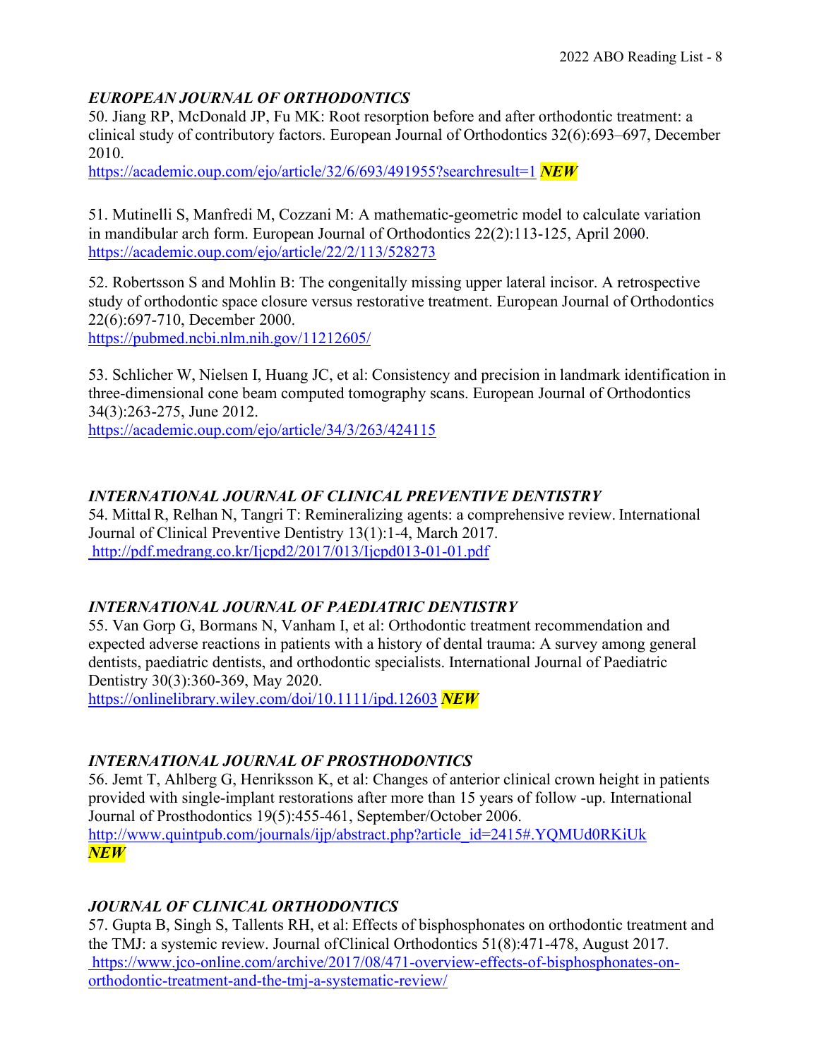### *EUROPEAN JOURNAL OF ORTHODONTICS*

50. Jiang RP, McDonald JP, Fu MK: Root resorption before and after orthodontic treatment: a clinical study of contributory factors. European Journal of Orthodontics 32(6):693–697, December 2010.
https://academic.oup.com/ejo/article/32/6/693/491955?searchresult=1 ***NEW***

51. Mutinelli S, Manfredi M, Cozzani M: A mathematic-geometric model to calculate variation in mandibular arch form. European Journal of Orthodontics 22(2):113-125, April 2000.
https://academic.oup.com/ejo/article/22/2/113/528273

52. Robertsson S and Mohlin B: The congenitally missing upper lateral incisor. A retrospective study of orthodontic space closure versus restorative treatment. European Journal of Orthodontics 22(6):697-710, December 2000.
https://pubmed.ncbi.nlm.nih.gov/11212605/

53. Schlicher W, Nielsen I, Huang JC, et al: Consistency and precision in landmark identification in three-dimensional cone beam computed tomography scans. European Journal of Orthodontics 34(3):263-275, June 2012.
https://academic.oup.com/ejo/article/34/3/263/424115

### *INTERNATIONAL JOURNAL OF CLINICAL PREVENTIVE DENTISTRY*

54. Mittal R, Relhan N, Tangri T: Remineralizing agents: a comprehensive review. International Journal of Clinical Preventive Dentistry 13(1):1-4, March 2017.
http://pdf.medrang.co.kr/Ijcpd2/2017/013/Ijcpd013-01-01.pdf

### *INTERNATIONAL JOURNAL OF PAEDIATRIC DENTISTRY*

55. Van Gorp G, Bormans N, Vanham I, et al: Orthodontic treatment recommendation and expected adverse reactions in patients with a history of dental trauma: A survey among general dentists, paediatric dentists, and orthodontic specialists. International Journal of Paediatric Dentistry 30(3):360-369, May 2020.
https://onlinelibrary.wiley.com/doi/10.1111/ipd.12603 ***NEW***

### *INTERNATIONAL JOURNAL OF PROSTHODONTICS*

56. Jemt T, Ahlberg G, Henriksson K, et al: Changes of anterior clinical crown height in patients provided with single-implant restorations after more than 15 years of follow -up. International Journal of Prosthodontics 19(5):455-461, September/October 2006.
http://www.quintpub.com/journals/ijp/abstract.php?article_id=2415#.YQMUd0RKiUk
***NEW***

### *JOURNAL OF CLINICAL ORTHODONTICS*

57. Gupta B, Singh S, Tallents RH, et al: Effects of bisphosphonates on orthodontic treatment and the TMJ: a systemic review. Journal ofClinical Orthodontics 51(8):471-478, August 2017.
https://www.jco-online.com/archive/2017/08/471-overview-effects-of-bisphosphonates-on-orthodontic-treatment-and-the-tmj-a-systematic-review/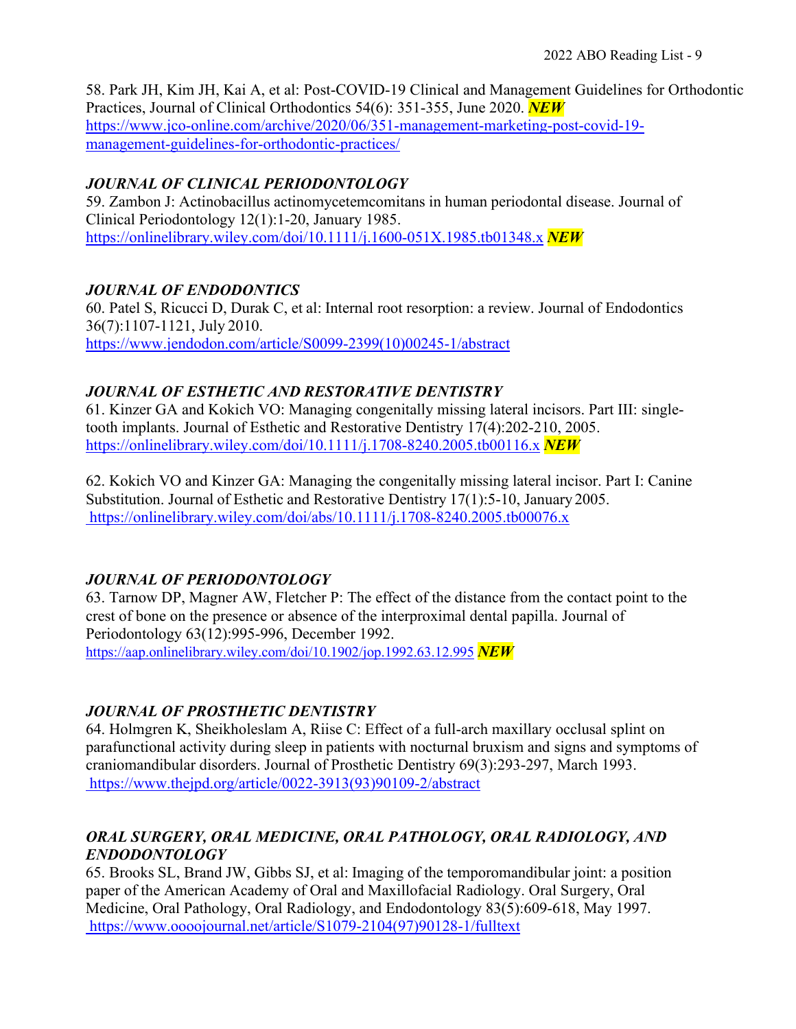58. Park JH, Kim JH, Kai A, et al: Post-COVID-19 Clinical and Management Guidelines for Orthodontic Practices, Journal of Clinical Orthodontics 54(6): 351-355, June 2020. ***NEW***
https://www.jco-online.com/archive/2020/06/351-management-marketing-post-covid-19-management-guidelines-for-orthodontic-practices/

### *JOURNAL OF CLINICAL PERIODONTOLOGY*

59. Zambon J: Actinobacillus actinomycetemcomitans in human periodontal disease. Journal of Clinical Periodontology 12(1):1-20, January 1985.
https://onlinelibrary.wiley.com/doi/10.1111/j.1600-051X.1985.tb01348.x ***NEW***

### *JOURNAL OF ENDODONTICS*

60. Patel S, Ricucci D, Durak C, et al: Internal root resorption: a review. Journal of Endodontics 36(7):1107-1121, July 2010.
https://www.jendodon.com/article/S0099-2399(10)00245-1/abstract

### *JOURNAL OF ESTHETIC AND RESTORATIVE DENTISTRY*

61. Kinzer GA and Kokich VO: Managing congenitally missing lateral incisors. Part III: single-tooth implants. Journal of Esthetic and Restorative Dentistry 17(4):202-210, 2005.
https://onlinelibrary.wiley.com/doi/10.1111/j.1708-8240.2005.tb00116.x ***NEW***

62. Kokich VO and Kinzer GA: Managing the congenitally missing lateral incisor. Part I: Canine Substitution. Journal of Esthetic and Restorative Dentistry 17(1):5-10, January 2005.
https://onlinelibrary.wiley.com/doi/abs/10.1111/j.1708-8240.2005.tb00076.x

### *JOURNAL OF PERIODONTOLOGY*

63. Tarnow DP, Magner AW, Fletcher P: The effect of the distance from the contact point to the crest of bone on the presence or absence of the interproximal dental papilla. Journal of Periodontology 63(12):995-996, December 1992.
https://aap.onlinelibrary.wiley.com/doi/10.1902/jop.1992.63.12.995 ***NEW***

### *JOURNAL OF PROSTHETIC DENTISTRY*

64. Holmgren K, Sheikholeslam A, Riise C: Effect of a full-arch maxillary occlusal splint on parafunctional activity during sleep in patients with nocturnal bruxism and signs and symptoms of craniomandibular disorders. Journal of Prosthetic Dentistry 69(3):293-297, March 1993.
https://www.thejpd.org/article/0022-3913(93)90109-2/abstract

### *ORAL SURGERY, ORAL MEDICINE, ORAL PATHOLOGY, ORAL RADIOLOGY, AND ENDODONTOLOGY*

65. Brooks SL, Brand JW, Gibbs SJ, et al: Imaging of the temporomandibular joint: a position paper of the American Academy of Oral and Maxillofacial Radiology. Oral Surgery, Oral Medicine, Oral Pathology, Oral Radiology, and Endodontology 83(5):609-618, May 1997.
https://www.oooojournal.net/article/S1079-2104(97)90128-1/fulltext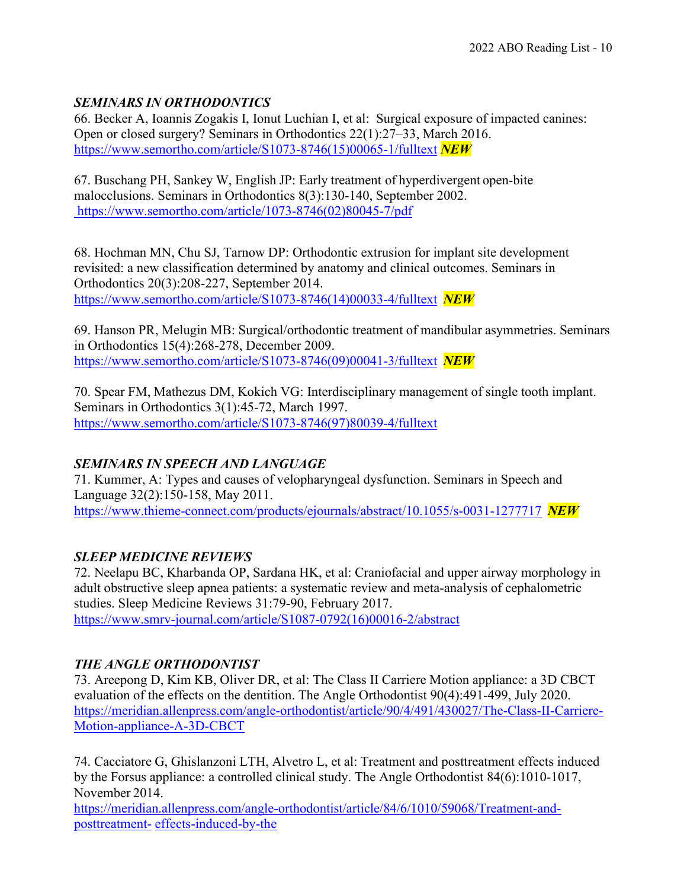### *SEMINARS IN ORTHODONTICS*

66. Becker A, Ioannis Zogakis I, Ionut Luchian I, et al: Surgical exposure of impacted canines: Open or closed surgery? Seminars in Orthodontics 22(1):27–33, March 2016. https://www.semortho.com/article/S1073-8746(15)00065-1/fulltext ***NEW***

67. Buschang PH, Sankey W, English JP: Early treatment of hyperdivergent open-bite malocclusions. Seminars in Orthodontics 8(3):130-140, September 2002. https://www.semortho.com/article/1073-8746(02)80045-7/pdf

68. Hochman MN, Chu SJ, Tarnow DP: Orthodontic extrusion for implant site development revisited: a new classification determined by anatomy and clinical outcomes. Seminars in Orthodontics 20(3):208-227, September 2014. https://www.semortho.com/article/S1073-8746(14)00033-4/fulltext ***NEW***

69. Hanson PR, Melugin MB: Surgical/orthodontic treatment of mandibular asymmetries. Seminars in Orthodontics 15(4):268-278, December 2009. https://www.semortho.com/article/S1073-8746(09)00041-3/fulltext ***NEW***

70. Spear FM, Mathezus DM, Kokich VG: Interdisciplinary management of single tooth implant. Seminars in Orthodontics 3(1):45-72, March 1997. https://www.semortho.com/article/S1073-8746(97)80039-4/fulltext

### *SEMINARS IN SPEECH AND LANGUAGE*

71. Kummer, A: Types and causes of velopharyngeal dysfunction. Seminars in Speech and Language 32(2):150-158, May 2011. https://www.thieme-connect.com/products/ejournals/abstract/10.1055/s-0031-1277717 ***NEW***

### *SLEEP MEDICINE REVIEWS*

72. Neelapu BC, Kharbanda OP, Sardana HK, et al: Craniofacial and upper airway morphology in adult obstructive sleep apnea patients: a systematic review and meta-analysis of cephalometric studies. Sleep Medicine Reviews 31:79-90, February 2017. https://www.smrv-journal.com/article/S1087-0792(16)00016-2/abstract

### *THE ANGLE ORTHODONTIST*

73. Areepong D, Kim KB, Oliver DR, et al: The Class II Carriere Motion appliance: a 3D CBCT evaluation of the effects on the dentition. The Angle Orthodontist 90(4):491-499, July 2020. https://meridian.allenpress.com/angle-orthodontist/article/90/4/491/430027/The-Class-II-Carriere-Motion-appliance-A-3D-CBCT

74. Cacciatore G, Ghislanzoni LTH, Alvetro L, et al: Treatment and posttreatment effects induced by the Forsus appliance: a controlled clinical study. The Angle Orthodontist 84(6):1010-1017, November 2014. https://meridian.allenpress.com/angle-orthodontist/article/84/6/1010/59068/Treatment-and-posttreatment- effects-induced-by-the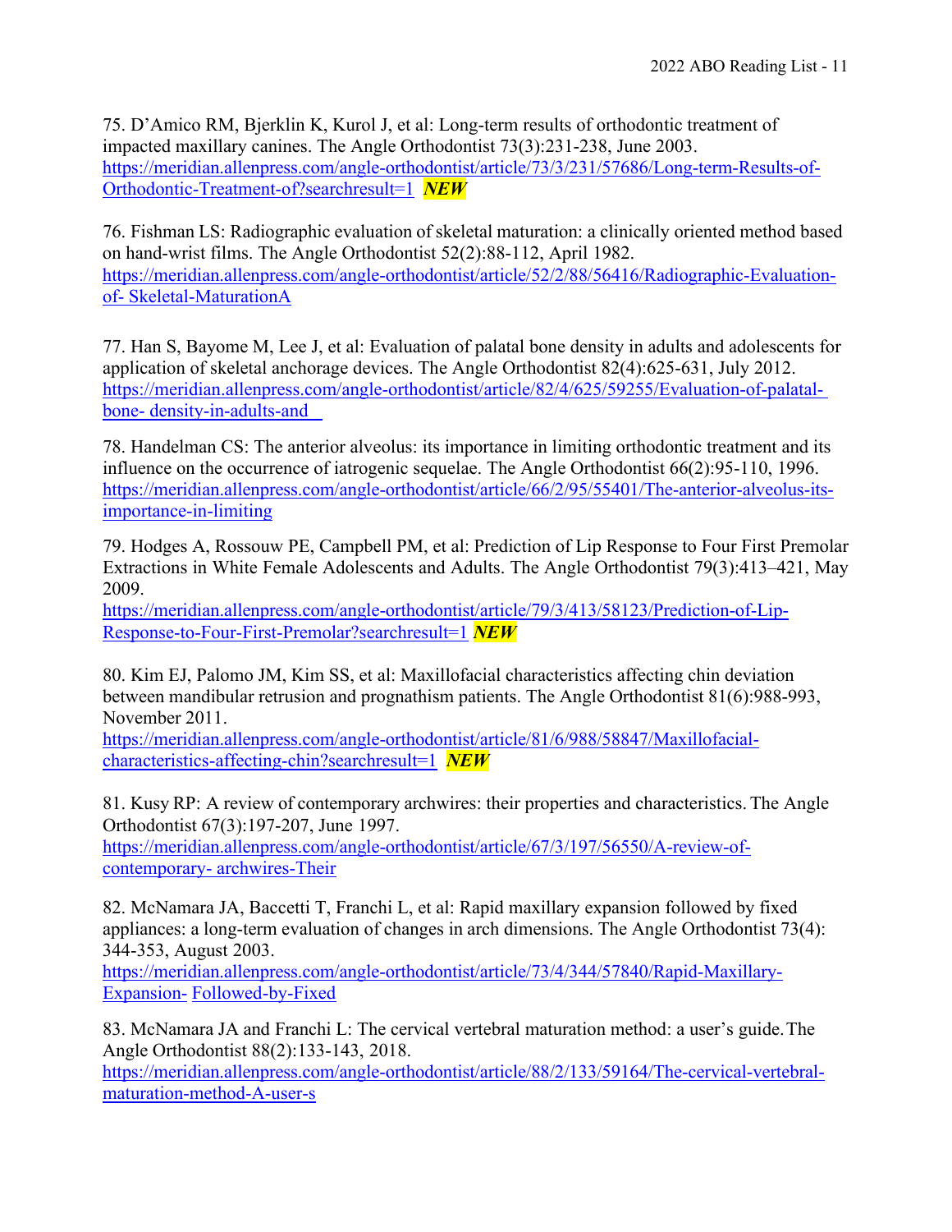75. D'Amico RM, Bjerklin K, Kurol J, et al: Long-term results of orthodontic treatment of impacted maxillary canines. The Angle Orthodontist 73(3):231-238, June 2003. https://meridian.allenpress.com/angle-orthodontist/article/73/3/231/57686/Long-term-Results-of-Orthodontic-Treatment-of?searchresult=1 ***NEW***

76. Fishman LS: Radiographic evaluation of skeletal maturation: a clinically oriented method based on hand-wrist films. The Angle Orthodontist 52(2):88-112, April 1982. https://meridian.allenpress.com/angle-orthodontist/article/52/2/88/56416/Radiographic-Evaluation-of- Skeletal-MaturationA

77. Han S, Bayome M, Lee J, et al: Evaluation of palatal bone density in adults and adolescents for application of skeletal anchorage devices. The Angle Orthodontist 82(4):625-631, July 2012. https://meridian.allenpress.com/angle-orthodontist/article/82/4/625/59255/Evaluation-of-palatal-bone- density-in-adults-and

78. Handelman CS: The anterior alveolus: its importance in limiting orthodontic treatment and its influence on the occurrence of iatrogenic sequelae. The Angle Orthodontist 66(2):95-110, 1996. https://meridian.allenpress.com/angle-orthodontist/article/66/2/95/55401/The-anterior-alveolus-its-importance-in-limiting

79. Hodges A, Rossouw PE, Campbell PM, et al: Prediction of Lip Response to Four First Premolar Extractions in White Female Adolescents and Adults. The Angle Orthodontist 79(3):413–421, May 2009. https://meridian.allenpress.com/angle-orthodontist/article/79/3/413/58123/Prediction-of-Lip-Response-to-Four-First-Premolar?searchresult=1 ***NEW***

80. Kim EJ, Palomo JM, Kim SS, et al: Maxillofacial characteristics affecting chin deviation between mandibular retrusion and prognathism patients. The Angle Orthodontist 81(6):988-993, November 2011. https://meridian.allenpress.com/angle-orthodontist/article/81/6/988/58847/Maxillofacial-characteristics-affecting-chin?searchresult=1 ***NEW***

81. Kusy RP: A review of contemporary archwires: their properties and characteristics. The Angle Orthodontist 67(3):197-207, June 1997. https://meridian.allenpress.com/angle-orthodontist/article/67/3/197/56550/A-review-of-contemporary- archwires-Their

82. McNamara JA, Baccetti T, Franchi L, et al: Rapid maxillary expansion followed by fixed appliances: a long-term evaluation of changes in arch dimensions. The Angle Orthodontist 73(4): 344-353, August 2003. https://meridian.allenpress.com/angle-orthodontist/article/73/4/344/57840/Rapid-Maxillary-Expansion- Followed-by-Fixed

83. McNamara JA and Franchi L: The cervical vertebral maturation method: a user's guide. The Angle Orthodontist 88(2):133-143, 2018. https://meridian.allenpress.com/angle-orthodontist/article/88/2/133/59164/The-cervical-vertebral-maturation-method-A-user-s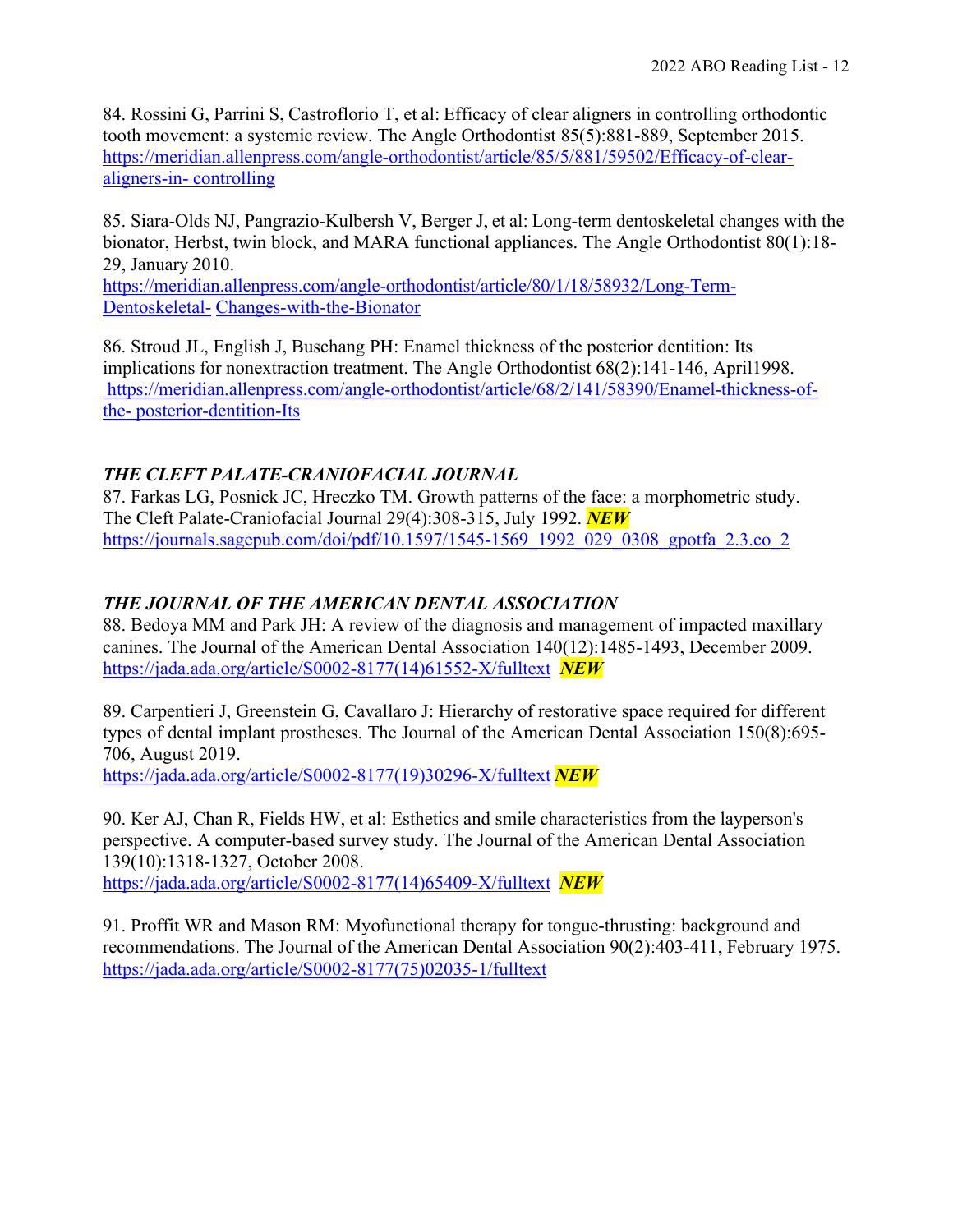84. Rossini G, Parrini S, Castroflorio T, et al: Efficacy of clear aligners in controlling orthodontic tooth movement: a systemic review. The Angle Orthodontist 85(5):881-889, September 2015. https://meridian.allenpress.com/angle-orthodontist/article/85/5/881/59502/Efficacy-of-clear-aligners-in- controlling

85. Siara-Olds NJ, Pangrazio-Kulbersh V, Berger J, et al: Long-term dentoskeletal changes with the bionator, Herbst, twin block, and MARA functional appliances. The Angle Orthodontist 80(1):18-29, January 2010. https://meridian.allenpress.com/angle-orthodontist/article/80/1/18/58932/Long-Term-Dentoskeletal- Changes-with-the-Bionator

86. Stroud JL, English J, Buschang PH: Enamel thickness of the posterior dentition: Its implications for nonextraction treatment. The Angle Orthodontist 68(2):141-146, April1998. https://meridian.allenpress.com/angle-orthodontist/article/68/2/141/58390/Enamel-thickness-of-the- posterior-dentition-Its

### *THE CLEFT PALATE-CRANIOFACIAL JOURNAL*

87. Farkas LG, Posnick JC, Hreczko TM. Growth patterns of the face: a morphometric study. The Cleft Palate-Craniofacial Journal 29(4):308-315, July 1992. ***NEW*** https://journals.sagepub.com/doi/pdf/10.1597/1545-1569_1992_029_0308_gpotfa_2.3.co_2

### *THE JOURNAL OF THE AMERICAN DENTAL ASSOCIATION*

88. Bedoya MM and Park JH: A review of the diagnosis and management of impacted maxillary canines. The Journal of the American Dental Association 140(12):1485-1493, December 2009. https://jada.ada.org/article/S0002-8177(14)61552-X/fulltext ***NEW***

89. Carpentieri J, Greenstein G, Cavallaro J: Hierarchy of restorative space required for different types of dental implant prostheses. The Journal of the American Dental Association 150(8):695-706, August 2019. https://jada.ada.org/article/S0002-8177(19)30296-X/fulltext ***NEW***

90. Ker AJ, Chan R, Fields HW, et al: Esthetics and smile characteristics from the layperson's perspective. A computer-based survey study. The Journal of the American Dental Association 139(10):1318-1327, October 2008. https://jada.ada.org/article/S0002-8177(14)65409-X/fulltext ***NEW***

91. Proffit WR and Mason RM: Myofunctional therapy for tongue-thrusting: background and recommendations. The Journal of the American Dental Association 90(2):403-411, February 1975. https://jada.ada.org/article/S0002-8177(75)02035-1/fulltext